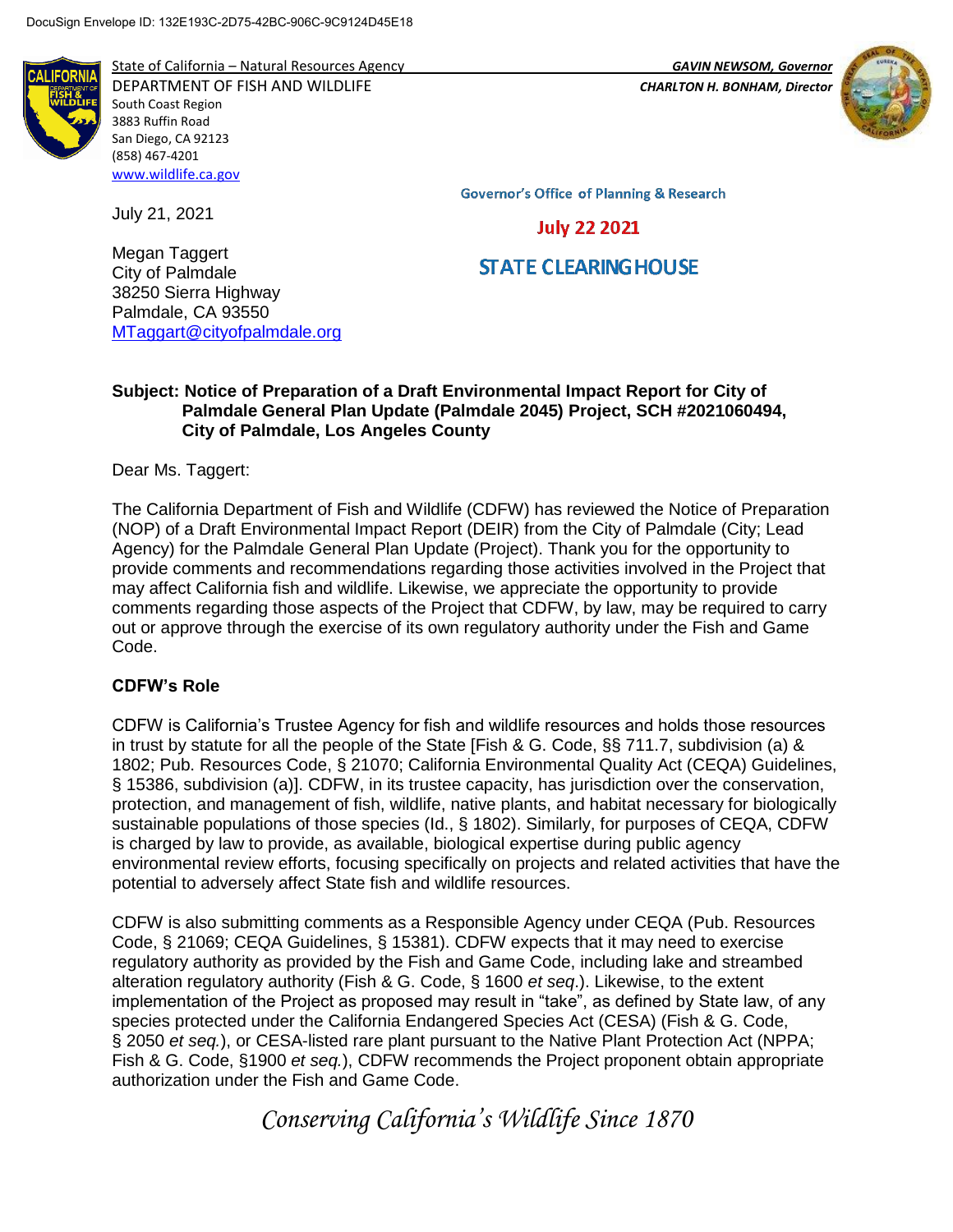DocuSign Envelope ID: 132E193C-2D75-42BC-906C-9C9124D45E18

State of California – Natural Resources Agency
DEPARTMENT OF FISH AND WILDLIFE
South Coast Region
3883 Ruffin Road
San Diego, CA 92123
(858) 467-4201
www.wildlife.ca.gov

*GAVIN NEWSOM, Governor*
*CHARLTON H. BONHAM, Director*

Governor's Office of Planning & Research

July 22 2021

STATE CLEARINGHOUSE

July 21, 2021

Megan Taggert
City of Palmdale
38250 Sierra Highway
Palmdale, CA 93550
MTaggart@cityofpalmdale.org

**Subject: Notice of Preparation of a Draft Environmental Impact Report for City of Palmdale General Plan Update (Palmdale 2045) Project, SCH #2021060494, City of Palmdale, Los Angeles County**

Dear Ms. Taggert:

The California Department of Fish and Wildlife (CDFW) has reviewed the Notice of Preparation (NOP) of a Draft Environmental Impact Report (DEIR) from the City of Palmdale (City; Lead Agency) for the Palmdale General Plan Update (Project). Thank you for the opportunity to provide comments and recommendations regarding those activities involved in the Project that may affect California fish and wildlife. Likewise, we appreciate the opportunity to provide comments regarding those aspects of the Project that CDFW, by law, may be required to carry out or approve through the exercise of its own regulatory authority under the Fish and Game Code.

**CDFW's Role**

CDFW is California's Trustee Agency for fish and wildlife resources and holds those resources in trust by statute for all the people of the State [Fish & G. Code, §§ 711.7, subdivision (a) & 1802; Pub. Resources Code, § 21070; California Environmental Quality Act (CEQA) Guidelines, § 15386, subdivision (a)]. CDFW, in its trustee capacity, has jurisdiction over the conservation, protection, and management of fish, wildlife, native plants, and habitat necessary for biologically sustainable populations of those species (Id., § 1802). Similarly, for purposes of CEQA, CDFW is charged by law to provide, as available, biological expertise during public agency environmental review efforts, focusing specifically on projects and related activities that have the potential to adversely affect State fish and wildlife resources.

CDFW is also submitting comments as a Responsible Agency under CEQA (Pub. Resources Code, § 21069; CEQA Guidelines, § 15381). CDFW expects that it may need to exercise regulatory authority as provided by the Fish and Game Code, including lake and streambed alteration regulatory authority (Fish & G. Code, § 1600 *et seq*.). Likewise, to the extent implementation of the Project as proposed may result in "take", as defined by State law, of any species protected under the California Endangered Species Act (CESA) (Fish & G. Code, § 2050 *et seq.*), or CESA-listed rare plant pursuant to the Native Plant Protection Act (NPPA; Fish & G. Code, §1900 *et seq.*), CDFW recommends the Project proponent obtain appropriate authorization under the Fish and Game Code.

*Conserving California's Wildlife Since 1870*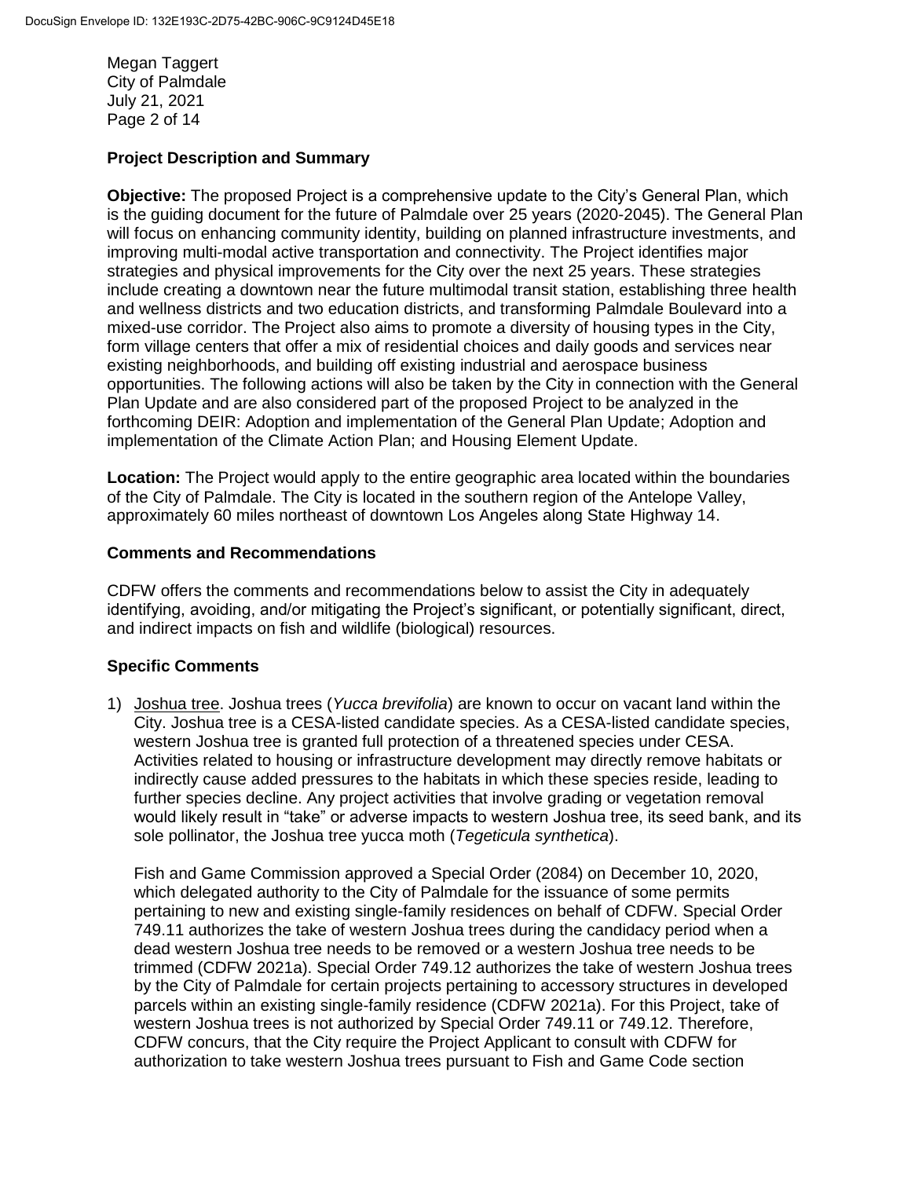**Project Description and Summary**

**Objective:** The proposed Project is a comprehensive update to the City's General Plan, which is the guiding document for the future of Palmdale over 25 years (2020-2045). The General Plan will focus on enhancing community identity, building on planned infrastructure investments, and improving multi-modal active transportation and connectivity. The Project identifies major strategies and physical improvements for the City over the next 25 years. These strategies include creating a downtown near the future multimodal transit station, establishing three health and wellness districts and two education districts, and transforming Palmdale Boulevard into a mixed-use corridor. The Project also aims to promote a diversity of housing types in the City, form village centers that offer a mix of residential choices and daily goods and services near existing neighborhoods, and building off existing industrial and aerospace business opportunities. The following actions will also be taken by the City in connection with the General Plan Update and are also considered part of the proposed Project to be analyzed in the forthcoming DEIR: Adoption and implementation of the General Plan Update; Adoption and implementation of the Climate Action Plan; and Housing Element Update.

**Location:** The Project would apply to the entire geographic area located within the boundaries of the City of Palmdale. The City is located in the southern region of the Antelope Valley, approximately 60 miles northeast of downtown Los Angeles along State Highway 14.

**Comments and Recommendations**

CDFW offers the comments and recommendations below to assist the City in adequately identifying, avoiding, and/or mitigating the Project's significant, or potentially significant, direct, and indirect impacts on fish and wildlife (biological) resources.

**Specific Comments**

1) Joshua tree. Joshua trees (*Yucca brevifolia*) are known to occur on vacant land within the City. Joshua tree is a CESA-listed candidate species. As a CESA-listed candidate species, western Joshua tree is granted full protection of a threatened species under CESA. Activities related to housing or infrastructure development may directly remove habitats or indirectly cause added pressures to the habitats in which these species reside, leading to further species decline. Any project activities that involve grading or vegetation removal would likely result in "take" or adverse impacts to western Joshua tree, its seed bank, and its sole pollinator, the Joshua tree yucca moth (*Tegeticula synthetica*).

   Fish and Game Commission approved a Special Order (2084) on December 10, 2020, which delegated authority to the City of Palmdale for the issuance of some permits pertaining to new and existing single-family residences on behalf of CDFW. Special Order 749.11 authorizes the take of western Joshua trees during the candidacy period when a dead western Joshua tree needs to be removed or a western Joshua tree needs to be trimmed (CDFW 2021a). Special Order 749.12 authorizes the take of western Joshua trees by the City of Palmdale for certain projects pertaining to accessory structures in developed parcels within an existing single-family residence (CDFW 2021a). For this Project, take of western Joshua trees is not authorized by Special Order 749.11 or 749.12. Therefore, CDFW concurs, that the City require the Project Applicant to consult with CDFW for authorization to take western Joshua trees pursuant to Fish and Game Code section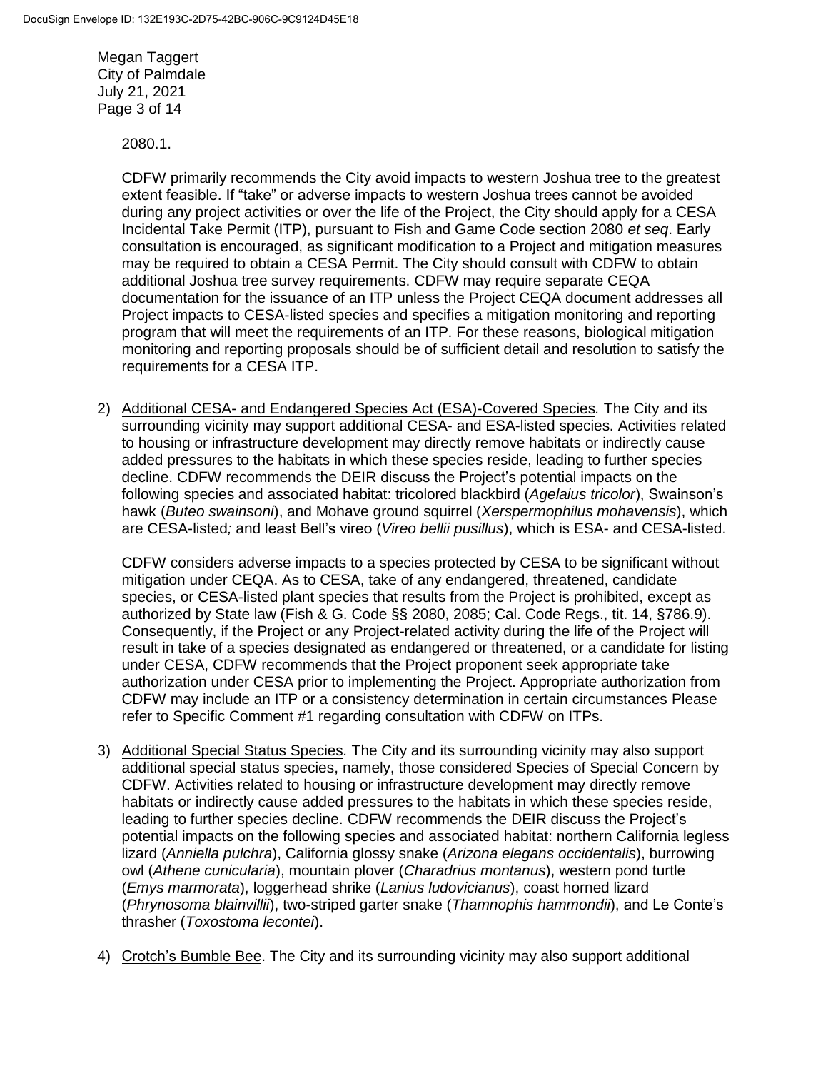2080.1.

CDFW primarily recommends the City avoid impacts to western Joshua tree to the greatest extent feasible. If "take" or adverse impacts to western Joshua trees cannot be avoided during any project activities or over the life of the Project, the City should apply for a CESA Incidental Take Permit (ITP), pursuant to Fish and Game Code section 2080 *et seq*. Early consultation is encouraged, as significant modification to a Project and mitigation measures may be required to obtain a CESA Permit. The City should consult with CDFW to obtain additional Joshua tree survey requirements. CDFW may require separate CEQA documentation for the issuance of an ITP unless the Project CEQA document addresses all Project impacts to CESA-listed species and specifies a mitigation monitoring and reporting program that will meet the requirements of an ITP. For these reasons, biological mitigation monitoring and reporting proposals should be of sufficient detail and resolution to satisfy the requirements for a CESA ITP.

2) Additional CESA- and Endangered Species Act (ESA)-Covered Species*.* The City and its surrounding vicinity may support additional CESA- and ESA-listed species. Activities related to housing or infrastructure development may directly remove habitats or indirectly cause added pressures to the habitats in which these species reside, leading to further species decline. CDFW recommends the DEIR discuss the Project's potential impacts on the following species and associated habitat: tricolored blackbird (*Agelaius tricolor*), Swainson's hawk (*Buteo swainsoni*), and Mohave ground squirrel (*Xerspermophilus mohavensis*), which are CESA-listed*;* and least Bell's vireo (*Vireo bellii pusillus*), which is ESA- and CESA-listed.

   CDFW considers adverse impacts to a species protected by CESA to be significant without mitigation under CEQA. As to CESA, take of any endangered, threatened, candidate species, or CESA-listed plant species that results from the Project is prohibited, except as authorized by State law (Fish & G. Code §§ 2080, 2085; Cal. Code Regs., tit. 14, §786.9). Consequently, if the Project or any Project-related activity during the life of the Project will result in take of a species designated as endangered or threatened, or a candidate for listing under CESA, CDFW recommends that the Project proponent seek appropriate take authorization under CESA prior to implementing the Project. Appropriate authorization from CDFW may include an ITP or a consistency determination in certain circumstances Please refer to Specific Comment #1 regarding consultation with CDFW on ITPs.

3) Additional Special Status Species*.* The City and its surrounding vicinity may also support additional special status species, namely, those considered Species of Special Concern by CDFW. Activities related to housing or infrastructure development may directly remove habitats or indirectly cause added pressures to the habitats in which these species reside, leading to further species decline. CDFW recommends the DEIR discuss the Project's potential impacts on the following species and associated habitat: northern California legless lizard (*Anniella pulchra*), California glossy snake (*Arizona elegans occidentalis*), burrowing owl (*Athene cunicularia*), mountain plover (*Charadrius montanus*), western pond turtle (*Emys marmorata*), loggerhead shrike (*Lanius ludovicianus*), coast horned lizard (*Phrynosoma blainvillii*), two-striped garter snake (*Thamnophis hammondii*), and Le Conte's thrasher (*Toxostoma lecontei*).

4) Crotch's Bumble Bee. The City and its surrounding vicinity may also support additional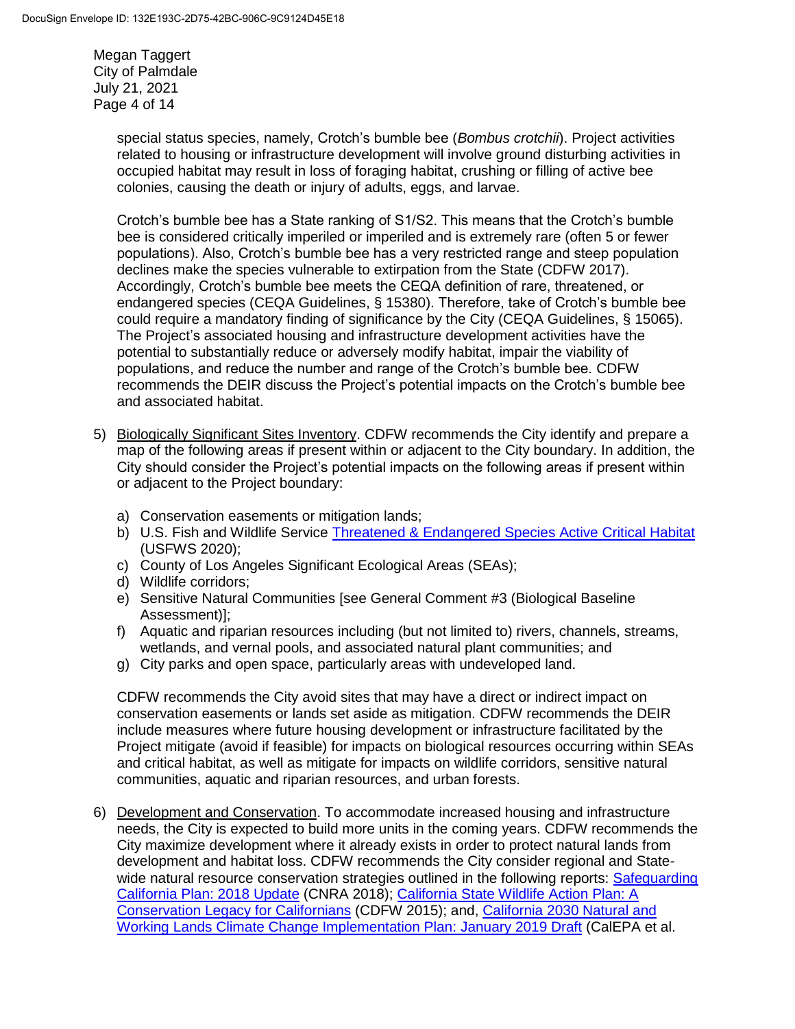special status species, namely, Crotch's bumble bee (*Bombus crotchii*). Project activities related to housing or infrastructure development will involve ground disturbing activities in occupied habitat may result in loss of foraging habitat, crushing or filling of active bee colonies, causing the death or injury of adults, eggs, and larvae.

Crotch's bumble bee has a State ranking of S1/S2. This means that the Crotch's bumble bee is considered critically imperiled or imperiled and is extremely rare (often 5 or fewer populations). Also, Crotch's bumble bee has a very restricted range and steep population declines make the species vulnerable to extirpation from the State (CDFW 2017). Accordingly, Crotch's bumble bee meets the CEQA definition of rare, threatened, or endangered species (CEQA Guidelines, § 15380). Therefore, take of Crotch's bumble bee could require a mandatory finding of significance by the City (CEQA Guidelines, § 15065). The Project's associated housing and infrastructure development activities have the potential to substantially reduce or adversely modify habitat, impair the viability of populations, and reduce the number and range of the Crotch's bumble bee. CDFW recommends the DEIR discuss the Project's potential impacts on the Crotch's bumble bee and associated habitat.

5) Biologically Significant Sites Inventory. CDFW recommends the City identify and prepare a map of the following areas if present within or adjacent to the City boundary. In addition, the City should consider the Project's potential impacts on the following areas if present within or adjacent to the Project boundary:

   a) Conservation easements or mitigation lands;
   b) U.S. Fish and Wildlife Service Threatened & Endangered Species Active Critical Habitat (USFWS 2020);
   c) County of Los Angeles Significant Ecological Areas (SEAs);
   d) Wildlife corridors;
   e) Sensitive Natural Communities [see General Comment #3 (Biological Baseline Assessment)];
   f) Aquatic and riparian resources including (but not limited to) rivers, channels, streams, wetlands, and vernal pools, and associated natural plant communities; and
   g) City parks and open space, particularly areas with undeveloped land.

   CDFW recommends the City avoid sites that may have a direct or indirect impact on conservation easements or lands set aside as mitigation. CDFW recommends the DEIR include measures where future housing development or infrastructure facilitated by the Project mitigate (avoid if feasible) for impacts on biological resources occurring within SEAs and critical habitat, as well as mitigate for impacts on wildlife corridors, sensitive natural communities, aquatic and riparian resources, and urban forests.

6) Development and Conservation. To accommodate increased housing and infrastructure needs, the City is expected to build more units in the coming years. CDFW recommends the City maximize development where it already exists in order to protect natural lands from development and habitat loss. CDFW recommends the City consider regional and State-wide natural resource conservation strategies outlined in the following reports: Safeguarding California Plan: 2018 Update (CNRA 2018); California State Wildlife Action Plan: A Conservation Legacy for Californians (CDFW 2015); and, California 2030 Natural and Working Lands Climate Change Implementation Plan: January 2019 Draft (CalEPA et al.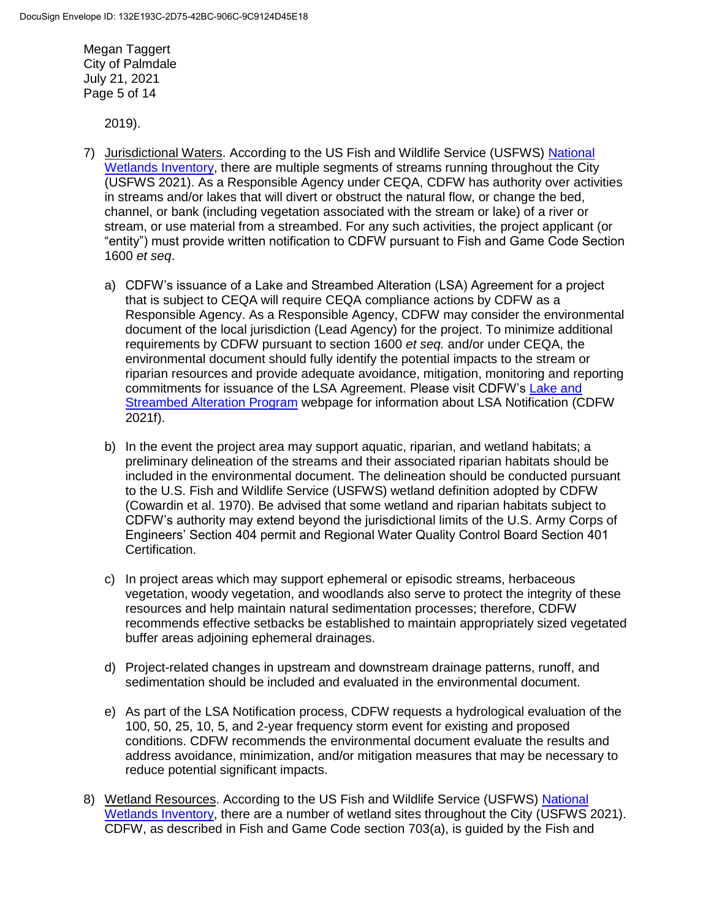2019).

7) Jurisdictional Waters. According to the US Fish and Wildlife Service (USFWS) National Wetlands Inventory, there are multiple segments of streams running throughout the City (USFWS 2021). As a Responsible Agency under CEQA, CDFW has authority over activities in streams and/or lakes that will divert or obstruct the natural flow, or change the bed, channel, or bank (including vegetation associated with the stream or lake) of a river or stream, or use material from a streambed. For any such activities, the project applicant (or "entity") must provide written notification to CDFW pursuant to Fish and Game Code Section 1600 *et seq*.

   a) CDFW's issuance of a Lake and Streambed Alteration (LSA) Agreement for a project that is subject to CEQA will require CEQA compliance actions by CDFW as a Responsible Agency. As a Responsible Agency, CDFW may consider the environmental document of the local jurisdiction (Lead Agency) for the project. To minimize additional requirements by CDFW pursuant to section 1600 *et seq.* and/or under CEQA, the environmental document should fully identify the potential impacts to the stream or riparian resources and provide adequate avoidance, mitigation, monitoring and reporting commitments for issuance of the LSA Agreement. Please visit CDFW's Lake and Streambed Alteration Program webpage for information about LSA Notification (CDFW 2021f).

   b) In the event the project area may support aquatic, riparian, and wetland habitats; a preliminary delineation of the streams and their associated riparian habitats should be included in the environmental document. The delineation should be conducted pursuant to the U.S. Fish and Wildlife Service (USFWS) wetland definition adopted by CDFW (Cowardin et al. 1970). Be advised that some wetland and riparian habitats subject to CDFW's authority may extend beyond the jurisdictional limits of the U.S. Army Corps of Engineers' Section 404 permit and Regional Water Quality Control Board Section 401 Certification.

   c) In project areas which may support ephemeral or episodic streams, herbaceous vegetation, woody vegetation, and woodlands also serve to protect the integrity of these resources and help maintain natural sedimentation processes; therefore, CDFW recommends effective setbacks be established to maintain appropriately sized vegetated buffer areas adjoining ephemeral drainages.

   d) Project-related changes in upstream and downstream drainage patterns, runoff, and sedimentation should be included and evaluated in the environmental document.

   e) As part of the LSA Notification process, CDFW requests a hydrological evaluation of the 100, 50, 25, 10, 5, and 2-year frequency storm event for existing and proposed conditions. CDFW recommends the environmental document evaluate the results and address avoidance, minimization, and/or mitigation measures that may be necessary to reduce potential significant impacts.

8) Wetland Resources. According to the US Fish and Wildlife Service (USFWS) National Wetlands Inventory, there are a number of wetland sites throughout the City (USFWS 2021). CDFW, as described in Fish and Game Code section 703(a), is guided by the Fish and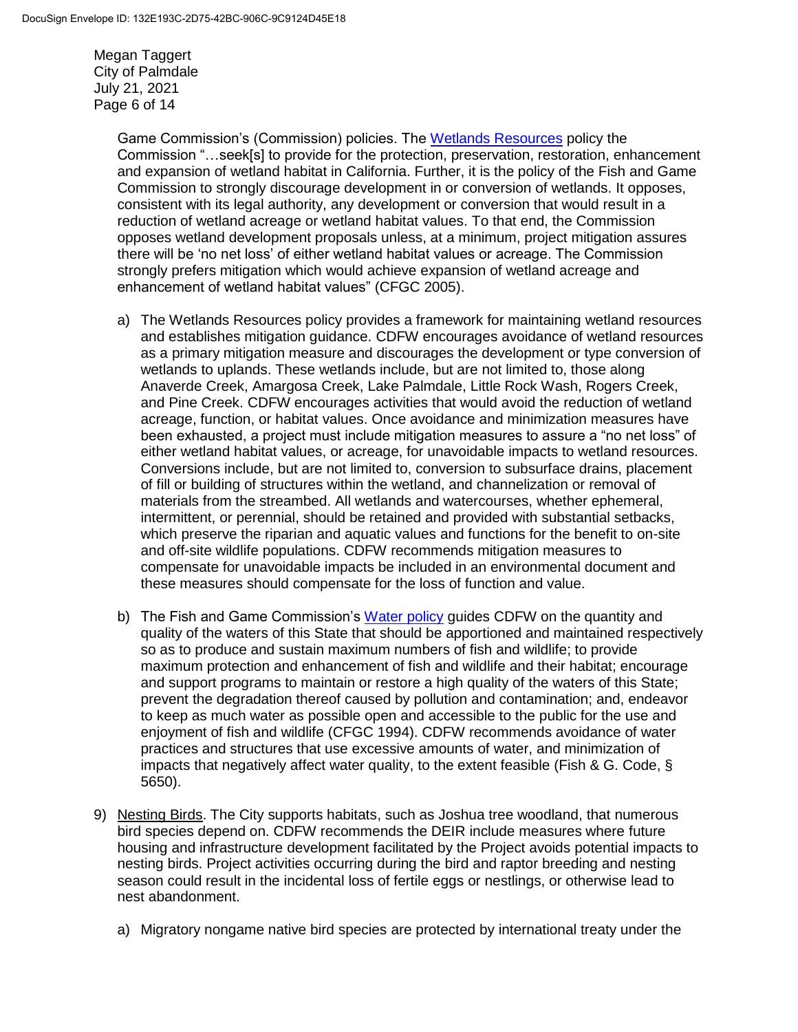Game Commission's (Commission) policies. The Wetlands Resources policy the Commission "…seek[s] to provide for the protection, preservation, restoration, enhancement and expansion of wetland habitat in California. Further, it is the policy of the Fish and Game Commission to strongly discourage development in or conversion of wetlands. It opposes, consistent with its legal authority, any development or conversion that would result in a reduction of wetland acreage or wetland habitat values. To that end, the Commission opposes wetland development proposals unless, at a minimum, project mitigation assures there will be 'no net loss' of either wetland habitat values or acreage. The Commission strongly prefers mitigation which would achieve expansion of wetland acreage and enhancement of wetland habitat values" (CFGC 2005).

a) The Wetlands Resources policy provides a framework for maintaining wetland resources and establishes mitigation guidance. CDFW encourages avoidance of wetland resources as a primary mitigation measure and discourages the development or type conversion of wetlands to uplands. These wetlands include, but are not limited to, those along Anaverde Creek, Amargosa Creek, Lake Palmdale, Little Rock Wash, Rogers Creek, and Pine Creek. CDFW encourages activities that would avoid the reduction of wetland acreage, function, or habitat values. Once avoidance and minimization measures have been exhausted, a project must include mitigation measures to assure a "no net loss" of either wetland habitat values, or acreage, for unavoidable impacts to wetland resources. Conversions include, but are not limited to, conversion to subsurface drains, placement of fill or building of structures within the wetland, and channelization or removal of materials from the streambed. All wetlands and watercourses, whether ephemeral, intermittent, or perennial, should be retained and provided with substantial setbacks, which preserve the riparian and aquatic values and functions for the benefit to on-site and off-site wildlife populations. CDFW recommends mitigation measures to compensate for unavoidable impacts be included in an environmental document and these measures should compensate for the loss of function and value.

b) The Fish and Game Commission's Water policy guides CDFW on the quantity and quality of the waters of this State that should be apportioned and maintained respectively so as to produce and sustain maximum numbers of fish and wildlife; to provide maximum protection and enhancement of fish and wildlife and their habitat; encourage and support programs to maintain or restore a high quality of the waters of this State; prevent the degradation thereof caused by pollution and contamination; and, endeavor to keep as much water as possible open and accessible to the public for the use and enjoyment of fish and wildlife (CFGC 1994). CDFW recommends avoidance of water practices and structures that use excessive amounts of water, and minimization of impacts that negatively affect water quality, to the extent feasible (Fish & G. Code, § 5650).

9) Nesting Birds. The City supports habitats, such as Joshua tree woodland, that numerous bird species depend on. CDFW recommends the DEIR include measures where future housing and infrastructure development facilitated by the Project avoids potential impacts to nesting birds. Project activities occurring during the bird and raptor breeding and nesting season could result in the incidental loss of fertile eggs or nestlings, or otherwise lead to nest abandonment.

a) Migratory nongame native bird species are protected by international treaty under the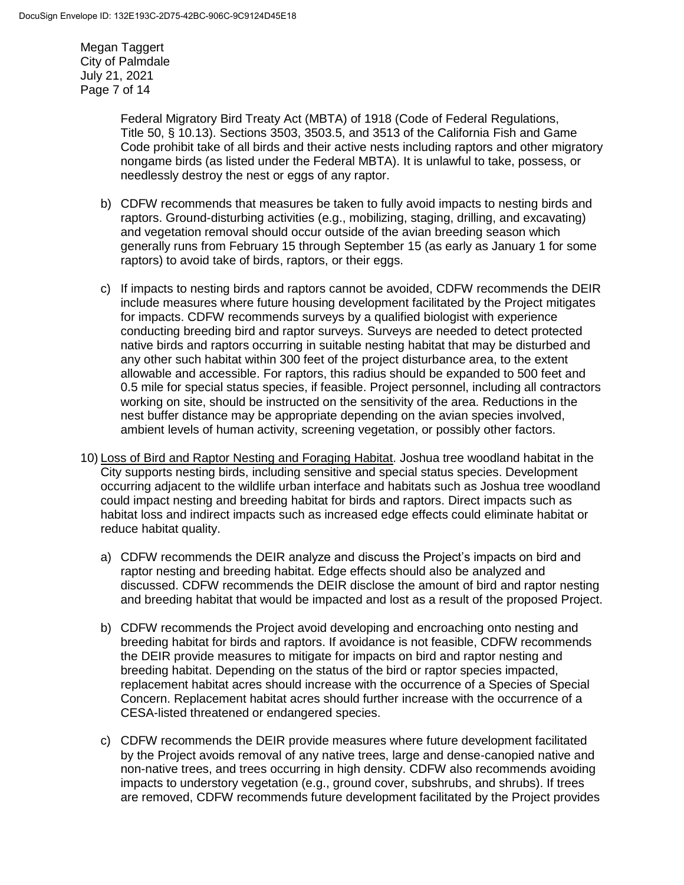Federal Migratory Bird Treaty Act (MBTA) of 1918 (Code of Federal Regulations, Title 50, § 10.13). Sections 3503, 3503.5, and 3513 of the California Fish and Game Code prohibit take of all birds and their active nests including raptors and other migratory nongame birds (as listed under the Federal MBTA). It is unlawful to take, possess, or needlessly destroy the nest or eggs of any raptor.

b) CDFW recommends that measures be taken to fully avoid impacts to nesting birds and raptors. Ground-disturbing activities (e.g., mobilizing, staging, drilling, and excavating) and vegetation removal should occur outside of the avian breeding season which generally runs from February 15 through September 15 (as early as January 1 for some raptors) to avoid take of birds, raptors, or their eggs.

c) If impacts to nesting birds and raptors cannot be avoided, CDFW recommends the DEIR include measures where future housing development facilitated by the Project mitigates for impacts. CDFW recommends surveys by a qualified biologist with experience conducting breeding bird and raptor surveys. Surveys are needed to detect protected native birds and raptors occurring in suitable nesting habitat that may be disturbed and any other such habitat within 300 feet of the project disturbance area, to the extent allowable and accessible. For raptors, this radius should be expanded to 500 feet and 0.5 mile for special status species, if feasible. Project personnel, including all contractors working on site, should be instructed on the sensitivity of the area. Reductions in the nest buffer distance may be appropriate depending on the avian species involved, ambient levels of human activity, screening vegetation, or possibly other factors.

10) Loss of Bird and Raptor Nesting and Foraging Habitat. Joshua tree woodland habitat in the City supports nesting birds, including sensitive and special status species. Development occurring adjacent to the wildlife urban interface and habitats such as Joshua tree woodland could impact nesting and breeding habitat for birds and raptors. Direct impacts such as habitat loss and indirect impacts such as increased edge effects could eliminate habitat or reduce habitat quality.

a) CDFW recommends the DEIR analyze and discuss the Project's impacts on bird and raptor nesting and breeding habitat. Edge effects should also be analyzed and discussed. CDFW recommends the DEIR disclose the amount of bird and raptor nesting and breeding habitat that would be impacted and lost as a result of the proposed Project.

b) CDFW recommends the Project avoid developing and encroaching onto nesting and breeding habitat for birds and raptors. If avoidance is not feasible, CDFW recommends the DEIR provide measures to mitigate for impacts on bird and raptor nesting and breeding habitat. Depending on the status of the bird or raptor species impacted, replacement habitat acres should increase with the occurrence of a Species of Special Concern. Replacement habitat acres should further increase with the occurrence of a CESA-listed threatened or endangered species.

c) CDFW recommends the DEIR provide measures where future development facilitated by the Project avoids removal of any native trees, large and dense-canopied native and non-native trees, and trees occurring in high density. CDFW also recommends avoiding impacts to understory vegetation (e.g., ground cover, subshrubs, and shrubs). If trees are removed, CDFW recommends future development facilitated by the Project provides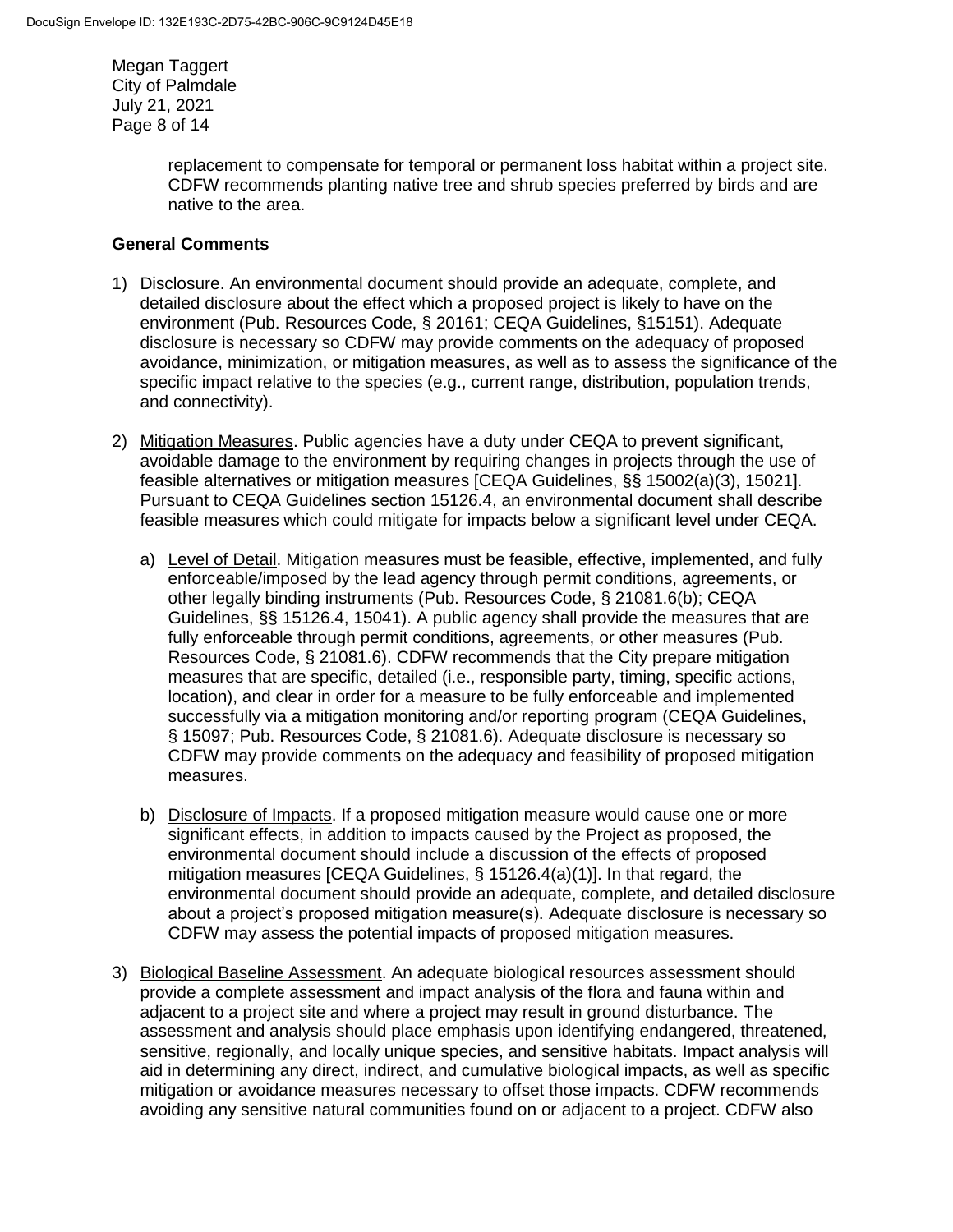replacement to compensate for temporal or permanent loss habitat within a project site. CDFW recommends planting native tree and shrub species preferred by birds and are native to the area.

**General Comments**

1) Disclosure. An environmental document should provide an adequate, complete, and detailed disclosure about the effect which a proposed project is likely to have on the environment (Pub. Resources Code, § 20161; CEQA Guidelines, §15151). Adequate disclosure is necessary so CDFW may provide comments on the adequacy of proposed avoidance, minimization, or mitigation measures, as well as to assess the significance of the specific impact relative to the species (e.g., current range, distribution, population trends, and connectivity).

2) Mitigation Measures. Public agencies have a duty under CEQA to prevent significant, avoidable damage to the environment by requiring changes in projects through the use of feasible alternatives or mitigation measures [CEQA Guidelines, §§ 15002(a)(3), 15021]. Pursuant to CEQA Guidelines section 15126.4, an environmental document shall describe feasible measures which could mitigate for impacts below a significant level under CEQA.

   a) Level of Detail. Mitigation measures must be feasible, effective, implemented, and fully enforceable/imposed by the lead agency through permit conditions, agreements, or other legally binding instruments (Pub. Resources Code, § 21081.6(b); CEQA Guidelines, §§ 15126.4, 15041). A public agency shall provide the measures that are fully enforceable through permit conditions, agreements, or other measures (Pub. Resources Code, § 21081.6). CDFW recommends that the City prepare mitigation measures that are specific, detailed (i.e., responsible party, timing, specific actions, location), and clear in order for a measure to be fully enforceable and implemented successfully via a mitigation monitoring and/or reporting program (CEQA Guidelines, § 15097; Pub. Resources Code, § 21081.6). Adequate disclosure is necessary so CDFW may provide comments on the adequacy and feasibility of proposed mitigation measures.

   b) Disclosure of Impacts. If a proposed mitigation measure would cause one or more significant effects, in addition to impacts caused by the Project as proposed, the environmental document should include a discussion of the effects of proposed mitigation measures [CEQA Guidelines, § 15126.4(a)(1)]. In that regard, the environmental document should provide an adequate, complete, and detailed disclosure about a project's proposed mitigation measure(s). Adequate disclosure is necessary so CDFW may assess the potential impacts of proposed mitigation measures.

3) Biological Baseline Assessment. An adequate biological resources assessment should provide a complete assessment and impact analysis of the flora and fauna within and adjacent to a project site and where a project may result in ground disturbance. The assessment and analysis should place emphasis upon identifying endangered, threatened, sensitive, regionally, and locally unique species, and sensitive habitats. Impact analysis will aid in determining any direct, indirect, and cumulative biological impacts, as well as specific mitigation or avoidance measures necessary to offset those impacts. CDFW recommends avoiding any sensitive natural communities found on or adjacent to a project. CDFW also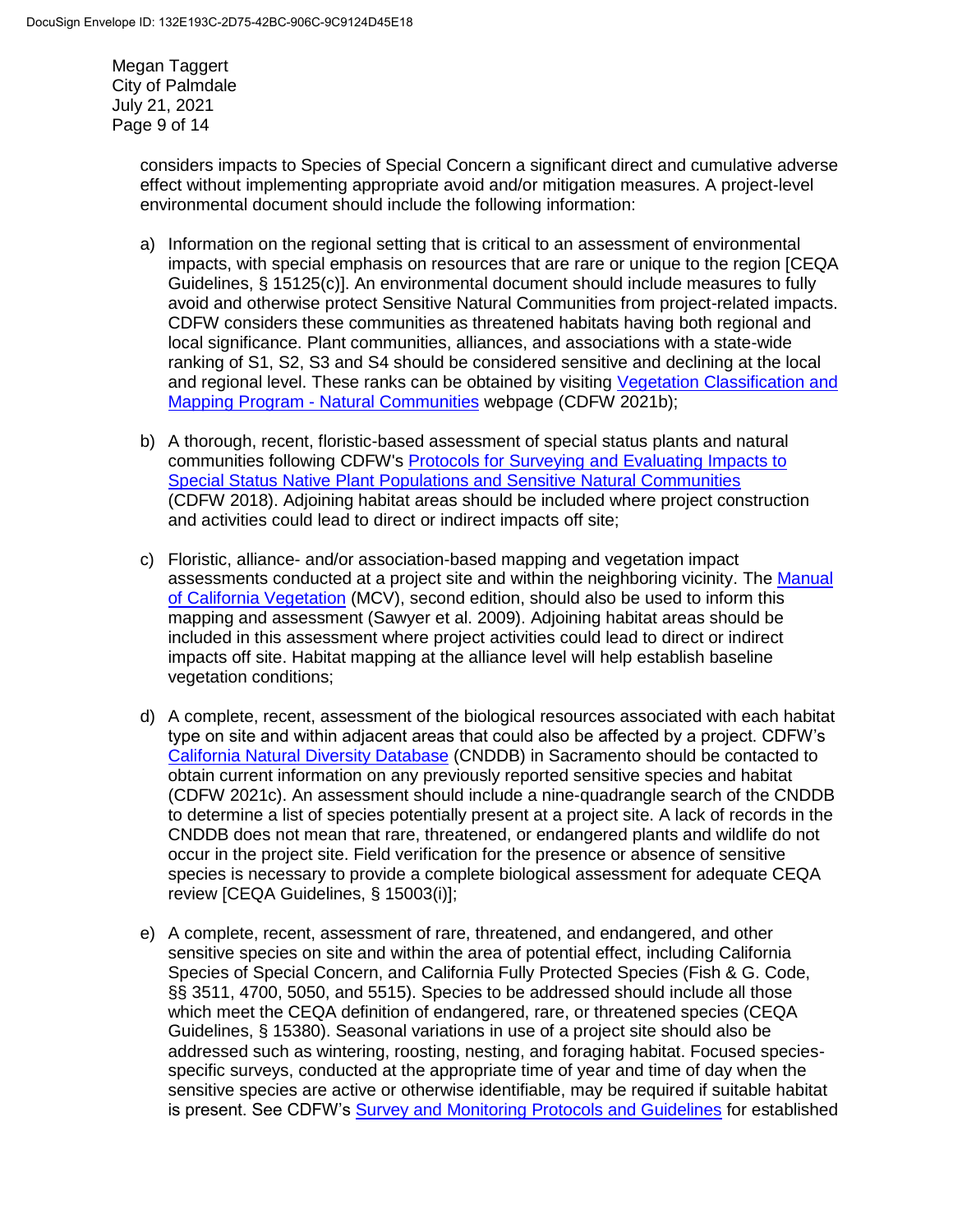considers impacts to Species of Special Concern a significant direct and cumulative adverse effect without implementing appropriate avoid and/or mitigation measures. A project-level environmental document should include the following information:

a) Information on the regional setting that is critical to an assessment of environmental impacts, with special emphasis on resources that are rare or unique to the region [CEQA Guidelines, § 15125(c)]. An environmental document should include measures to fully avoid and otherwise protect Sensitive Natural Communities from project-related impacts. CDFW considers these communities as threatened habitats having both regional and local significance. Plant communities, alliances, and associations with a state-wide ranking of S1, S2, S3 and S4 should be considered sensitive and declining at the local and regional level. These ranks can be obtained by visiting Vegetation Classification and Mapping Program - Natural Communities webpage (CDFW 2021b);

b) A thorough, recent, floristic-based assessment of special status plants and natural communities following CDFW's Protocols for Surveying and Evaluating Impacts to Special Status Native Plant Populations and Sensitive Natural Communities (CDFW 2018). Adjoining habitat areas should be included where project construction and activities could lead to direct or indirect impacts off site;

c) Floristic, alliance- and/or association-based mapping and vegetation impact assessments conducted at a project site and within the neighboring vicinity. The Manual of California Vegetation (MCV), second edition, should also be used to inform this mapping and assessment (Sawyer et al. 2009). Adjoining habitat areas should be included in this assessment where project activities could lead to direct or indirect impacts off site. Habitat mapping at the alliance level will help establish baseline vegetation conditions;

d) A complete, recent, assessment of the biological resources associated with each habitat type on site and within adjacent areas that could also be affected by a project. CDFW's California Natural Diversity Database (CNDDB) in Sacramento should be contacted to obtain current information on any previously reported sensitive species and habitat (CDFW 2021c). An assessment should include a nine-quadrangle search of the CNDDB to determine a list of species potentially present at a project site. A lack of records in the CNDDB does not mean that rare, threatened, or endangered plants and wildlife do not occur in the project site. Field verification for the presence or absence of sensitive species is necessary to provide a complete biological assessment for adequate CEQA review [CEQA Guidelines, § 15003(i)];

e) A complete, recent, assessment of rare, threatened, and endangered, and other sensitive species on site and within the area of potential effect, including California Species of Special Concern, and California Fully Protected Species (Fish & G. Code, §§ 3511, 4700, 5050, and 5515). Species to be addressed should include all those which meet the CEQA definition of endangered, rare, or threatened species (CEQA Guidelines, § 15380). Seasonal variations in use of a project site should also be addressed such as wintering, roosting, nesting, and foraging habitat. Focused species-specific surveys, conducted at the appropriate time of year and time of day when the sensitive species are active or otherwise identifiable, may be required if suitable habitat is present. See CDFW's Survey and Monitoring Protocols and Guidelines for established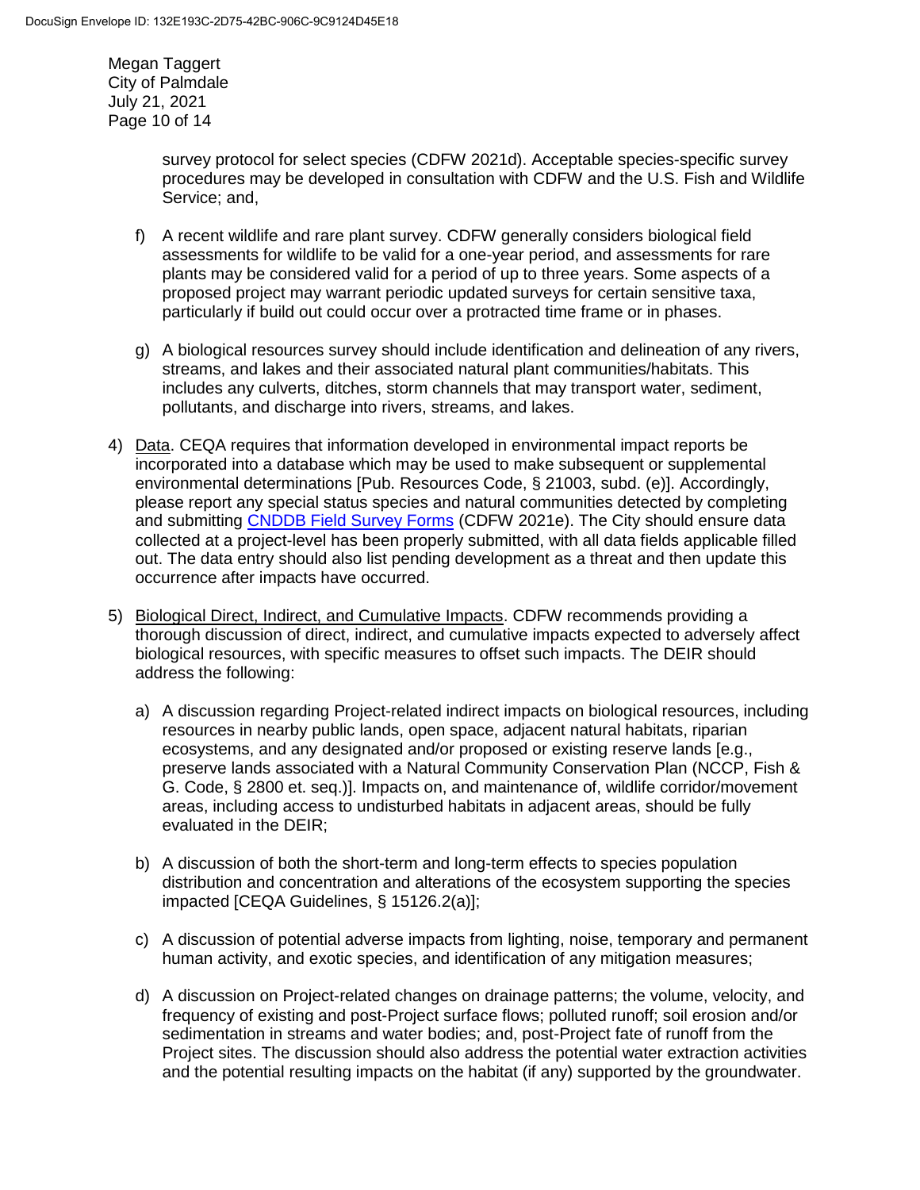survey protocol for select species (CDFW 2021d). Acceptable species-specific survey procedures may be developed in consultation with CDFW and the U.S. Fish and Wildlife Service; and,

f) A recent wildlife and rare plant survey. CDFW generally considers biological field assessments for wildlife to be valid for a one-year period, and assessments for rare plants may be considered valid for a period of up to three years. Some aspects of a proposed project may warrant periodic updated surveys for certain sensitive taxa, particularly if build out could occur over a protracted time frame or in phases.

g) A biological resources survey should include identification and delineation of any rivers, streams, and lakes and their associated natural plant communities/habitats. This includes any culverts, ditches, storm channels that may transport water, sediment, pollutants, and discharge into rivers, streams, and lakes.

4) Data. CEQA requires that information developed in environmental impact reports be incorporated into a database which may be used to make subsequent or supplemental environmental determinations [Pub. Resources Code, § 21003, subd. (e)]. Accordingly, please report any special status species and natural communities detected by completing and submitting CNDDB Field Survey Forms (CDFW 2021e). The City should ensure data collected at a project-level has been properly submitted, with all data fields applicable filled out. The data entry should also list pending development as a threat and then update this occurrence after impacts have occurred.

5) Biological Direct, Indirect, and Cumulative Impacts. CDFW recommends providing a thorough discussion of direct, indirect, and cumulative impacts expected to adversely affect biological resources, with specific measures to offset such impacts. The DEIR should address the following:

   a) A discussion regarding Project-related indirect impacts on biological resources, including resources in nearby public lands, open space, adjacent natural habitats, riparian ecosystems, and any designated and/or proposed or existing reserve lands [e.g., preserve lands associated with a Natural Community Conservation Plan (NCCP, Fish & G. Code, § 2800 et. seq.)]. Impacts on, and maintenance of, wildlife corridor/movement areas, including access to undisturbed habitats in adjacent areas, should be fully evaluated in the DEIR;

   b) A discussion of both the short-term and long-term effects to species population distribution and concentration and alterations of the ecosystem supporting the species impacted [CEQA Guidelines, § 15126.2(a)];

   c) A discussion of potential adverse impacts from lighting, noise, temporary and permanent human activity, and exotic species, and identification of any mitigation measures;

   d) A discussion on Project-related changes on drainage patterns; the volume, velocity, and frequency of existing and post-Project surface flows; polluted runoff; soil erosion and/or sedimentation in streams and water bodies; and, post-Project fate of runoff from the Project sites. The discussion should also address the potential water extraction activities and the potential resulting impacts on the habitat (if any) supported by the groundwater.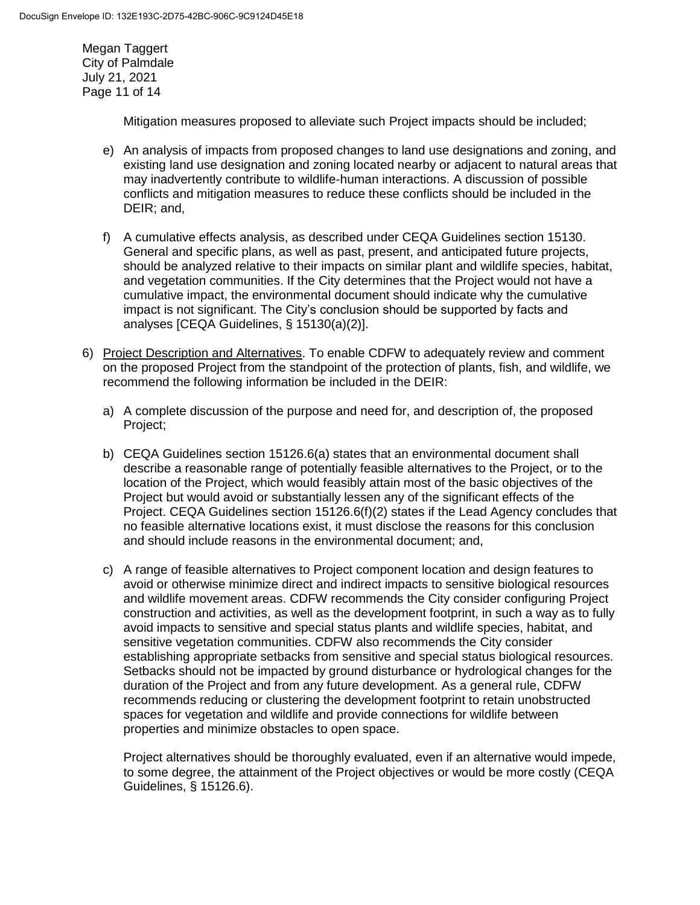Mitigation measures proposed to alleviate such Project impacts should be included;

e) An analysis of impacts from proposed changes to land use designations and zoning, and existing land use designation and zoning located nearby or adjacent to natural areas that may inadvertently contribute to wildlife-human interactions. A discussion of possible conflicts and mitigation measures to reduce these conflicts should be included in the DEIR; and,

f) A cumulative effects analysis, as described under CEQA Guidelines section 15130. General and specific plans, as well as past, present, and anticipated future projects, should be analyzed relative to their impacts on similar plant and wildlife species, habitat, and vegetation communities. If the City determines that the Project would not have a cumulative impact, the environmental document should indicate why the cumulative impact is not significant. The City's conclusion should be supported by facts and analyses [CEQA Guidelines, § 15130(a)(2)].

6) Project Description and Alternatives. To enable CDFW to adequately review and comment on the proposed Project from the standpoint of the protection of plants, fish, and wildlife, we recommend the following information be included in the DEIR:

   a) A complete discussion of the purpose and need for, and description of, the proposed Project;

   b) CEQA Guidelines section 15126.6(a) states that an environmental document shall describe a reasonable range of potentially feasible alternatives to the Project, or to the location of the Project, which would feasibly attain most of the basic objectives of the Project but would avoid or substantially lessen any of the significant effects of the Project. CEQA Guidelines section 15126.6(f)(2) states if the Lead Agency concludes that no feasible alternative locations exist, it must disclose the reasons for this conclusion and should include reasons in the environmental document; and,

   c) A range of feasible alternatives to Project component location and design features to avoid or otherwise minimize direct and indirect impacts to sensitive biological resources and wildlife movement areas. CDFW recommends the City consider configuring Project construction and activities, as well as the development footprint, in such a way as to fully avoid impacts to sensitive and special status plants and wildlife species, habitat, and sensitive vegetation communities. CDFW also recommends the City consider establishing appropriate setbacks from sensitive and special status biological resources. Setbacks should not be impacted by ground disturbance or hydrological changes for the duration of the Project and from any future development. As a general rule, CDFW recommends reducing or clustering the development footprint to retain unobstructed spaces for vegetation and wildlife and provide connections for wildlife between properties and minimize obstacles to open space.

   Project alternatives should be thoroughly evaluated, even if an alternative would impede, to some degree, the attainment of the Project objectives or would be more costly (CEQA Guidelines, § 15126.6).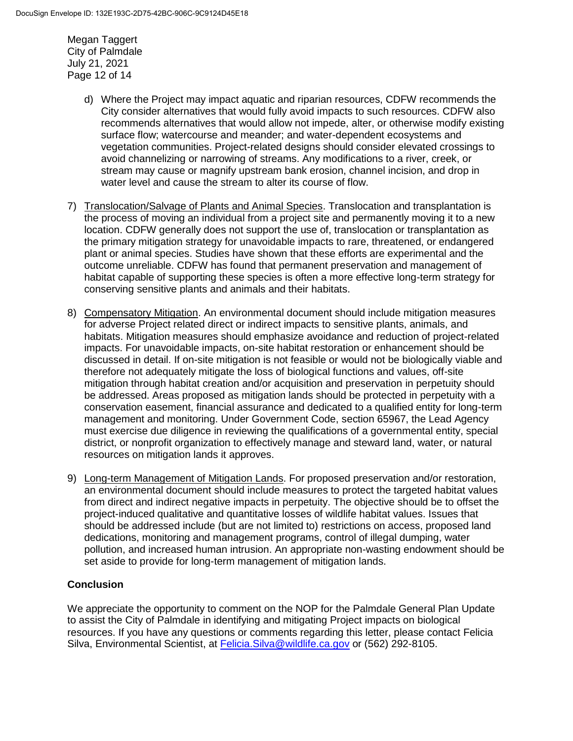d) Where the Project may impact aquatic and riparian resources, CDFW recommends the City consider alternatives that would fully avoid impacts to such resources. CDFW also recommends alternatives that would allow not impede, alter, or otherwise modify existing surface flow; watercourse and meander; and water-dependent ecosystems and vegetation communities. Project-related designs should consider elevated crossings to avoid channelizing or narrowing of streams. Any modifications to a river, creek, or stream may cause or magnify upstream bank erosion, channel incision, and drop in water level and cause the stream to alter its course of flow.

7) Translocation/Salvage of Plants and Animal Species. Translocation and transplantation is the process of moving an individual from a project site and permanently moving it to a new location. CDFW generally does not support the use of, translocation or transplantation as the primary mitigation strategy for unavoidable impacts to rare, threatened, or endangered plant or animal species. Studies have shown that these efforts are experimental and the outcome unreliable. CDFW has found that permanent preservation and management of habitat capable of supporting these species is often a more effective long-term strategy for conserving sensitive plants and animals and their habitats.

8) Compensatory Mitigation. An environmental document should include mitigation measures for adverse Project related direct or indirect impacts to sensitive plants, animals, and habitats. Mitigation measures should emphasize avoidance and reduction of project-related impacts. For unavoidable impacts, on-site habitat restoration or enhancement should be discussed in detail. If on-site mitigation is not feasible or would not be biologically viable and therefore not adequately mitigate the loss of biological functions and values, off-site mitigation through habitat creation and/or acquisition and preservation in perpetuity should be addressed. Areas proposed as mitigation lands should be protected in perpetuity with a conservation easement, financial assurance and dedicated to a qualified entity for long-term management and monitoring. Under Government Code, section 65967, the Lead Agency must exercise due diligence in reviewing the qualifications of a governmental entity, special district, or nonprofit organization to effectively manage and steward land, water, or natural resources on mitigation lands it approves.

9) Long-term Management of Mitigation Lands. For proposed preservation and/or restoration, an environmental document should include measures to protect the targeted habitat values from direct and indirect negative impacts in perpetuity. The objective should be to offset the project-induced qualitative and quantitative losses of wildlife habitat values. Issues that should be addressed include (but are not limited to) restrictions on access, proposed land dedications, monitoring and management programs, control of illegal dumping, water pollution, and increased human intrusion. An appropriate non-wasting endowment should be set aside to provide for long-term management of mitigation lands.

## Conclusion

We appreciate the opportunity to comment on the NOP for the Palmdale General Plan Update to assist the City of Palmdale in identifying and mitigating Project impacts on biological resources. If you have any questions or comments regarding this letter, please contact Felicia Silva, Environmental Scientist, at Felicia.Silva@wildlife.ca.gov or (562) 292-8105.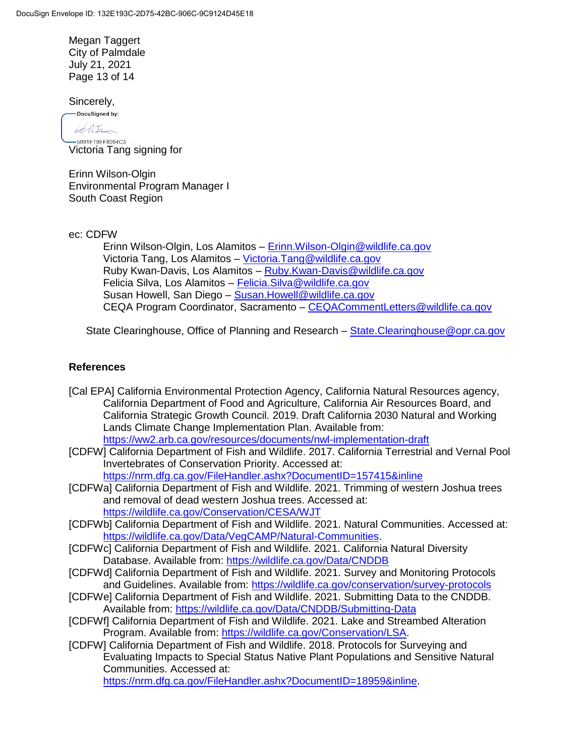Megan Taggert
City of Palmdale
July 21, 2021

Sincerely,

DocuSigned by:

5991E19EF8094C3...

Victoria Tang signing for

Erinn Wilson-Olgin
Environmental Program Manager I
South Coast Region

ec: CDFW

Erinn Wilson-Olgin, Los Alamitos – Erinn.Wilson-Olgin@wildlife.ca.gov
Victoria Tang, Los Alamitos – Victoria.Tang@wildlife.ca.gov
Ruby Kwan-Davis, Los Alamitos – Ruby.Kwan-Davis@wildlife.ca.gov
Felicia Silva, Los Alamitos – Felicia.Silva@wildlife.ca.gov
Susan Howell, San Diego – Susan.Howell@wildlife.ca.gov
CEQA Program Coordinator, Sacramento – CEQACommentLetters@wildlife.ca.gov

State Clearinghouse, Office of Planning and Research – State.Clearinghouse@opr.ca.gov

## References

[Cal EPA] California Environmental Protection Agency, California Natural Resources agency, California Department of Food and Agriculture, California Air Resources Board, and California Strategic Growth Council. 2019. Draft California 2030 Natural and Working Lands Climate Change Implementation Plan. Available from: https://ww2.arb.ca.gov/resources/documents/nwl-implementation-draft

[CDFW] California Department of Fish and Wildlife. 2017. California Terrestrial and Vernal Pool Invertebrates of Conservation Priority. Accessed at: https://nrm.dfg.ca.gov/FileHandler.ashx?DocumentID=157415&inline

[CDFWa] California Department of Fish and Wildlife. 2021. Trimming of western Joshua trees and removal of dead western Joshua trees. Accessed at: https://wildlife.ca.gov/Conservation/CESA/WJT

[CDFWb] California Department of Fish and Wildlife. 2021. Natural Communities. Accessed at: https://wildlife.ca.gov/Data/VegCAMP/Natural-Communities.

[CDFWc] California Department of Fish and Wildlife. 2021. California Natural Diversity Database. Available from: https://wildlife.ca.gov/Data/CNDDB

[CDFWd] California Department of Fish and Wildlife. 2021. Survey and Monitoring Protocols and Guidelines. Available from: https://wildlife.ca.gov/conservation/survey-protocols

[CDFWe] California Department of Fish and Wildlife. 2021. Submitting Data to the CNDDB. Available from: https://wildlife.ca.gov/Data/CNDDB/Submitting-Data

[CDFWf] California Department of Fish and Wildlife. 2021. Lake and Streambed Alteration Program. Available from: https://wildlife.ca.gov/Conservation/LSA.

[CDFW] California Department of Fish and Wildlife. 2018. Protocols for Surveying and Evaluating Impacts to Special Status Native Plant Populations and Sensitive Natural Communities. Accessed at: https://nrm.dfg.ca.gov/FileHandler.ashx?DocumentID=18959&inline.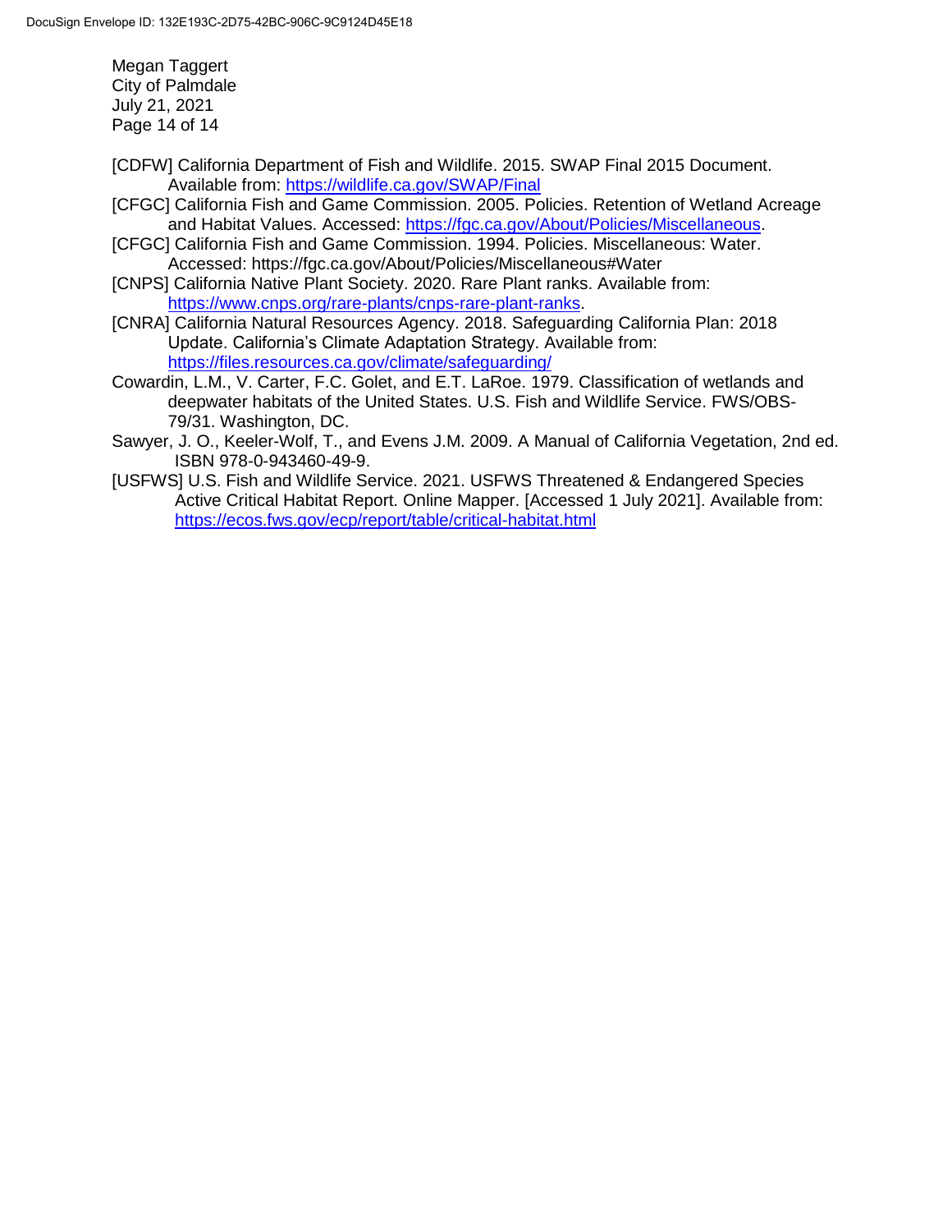[CDFW] California Department of Fish and Wildlife. 2015. SWAP Final 2015 Document. Available from: https://wildlife.ca.gov/SWAP/Final

[CFGC] California Fish and Game Commission. 2005. Policies. Retention of Wetland Acreage and Habitat Values. Accessed: https://fgc.ca.gov/About/Policies/Miscellaneous.

[CFGC] California Fish and Game Commission. 1994. Policies. Miscellaneous: Water. Accessed: https://fgc.ca.gov/About/Policies/Miscellaneous#Water

[CNPS] California Native Plant Society. 2020. Rare Plant ranks. Available from: https://www.cnps.org/rare-plants/cnps-rare-plant-ranks.

[CNRA] California Natural Resources Agency. 2018. Safeguarding California Plan: 2018 Update. California's Climate Adaptation Strategy. Available from: https://files.resources.ca.gov/climate/safeguarding/

Cowardin, L.M., V. Carter, F.C. Golet, and E.T. LaRoe. 1979. Classification of wetlands and deepwater habitats of the United States. U.S. Fish and Wildlife Service. FWS/OBS-79/31. Washington, DC.

Sawyer, J. O., Keeler-Wolf, T., and Evens J.M. 2009. A Manual of California Vegetation, 2nd ed. ISBN 978-0-943460-49-9.

[USFWS] U.S. Fish and Wildlife Service. 2021. USFWS Threatened & Endangered Species Active Critical Habitat Report. Online Mapper. [Accessed 1 July 2021]. Available from: https://ecos.fws.gov/ecp/report/table/critical-habitat.html